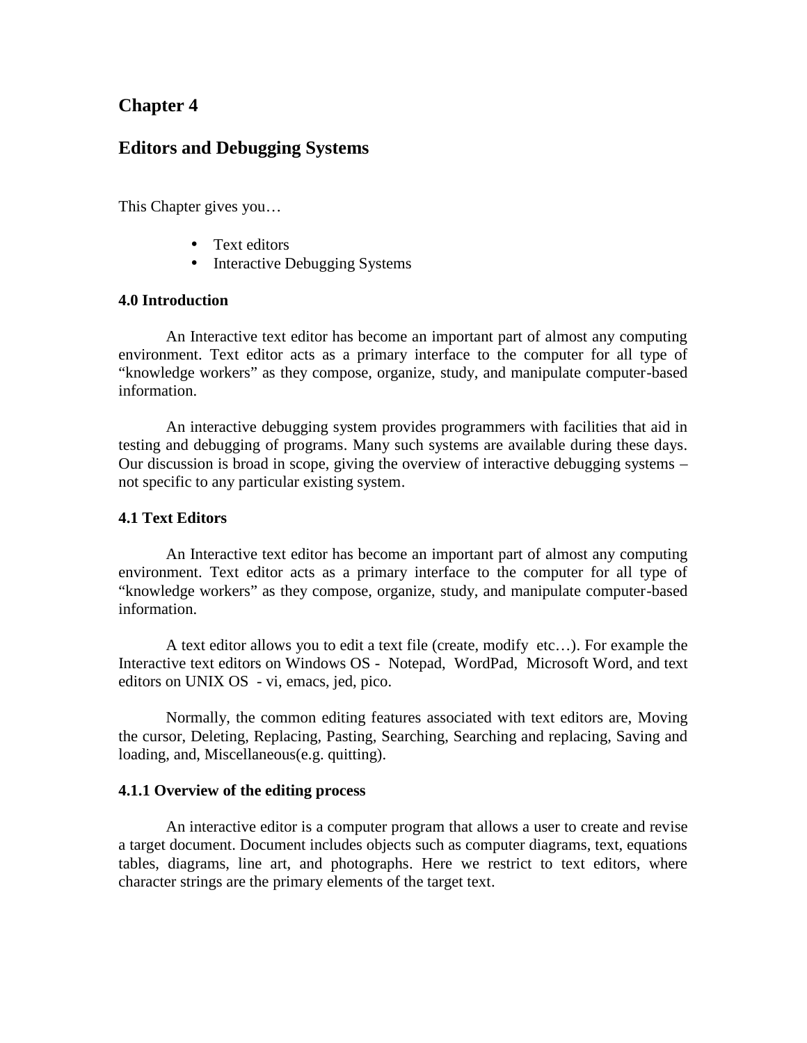# Chapter 4

# Editors and Debugging Systems

This Chapter gives you…

- Text editors
- Interactive Debugging Systems

### 4.0 Introduction

An Interactive text editor has become an important part of almost any computing environment. Text editor acts as a primary interface to the computer for all type of "knowledge workers" as they compose, organize, study, and manipulate computer-based information.

An interactive debugging system provides programmers with facilities that aid in testing and debugging of programs. Many such systems are available during these days. Our discussion is broad in scope, giving the overview of interactive debugging systems – not specific to any particular existing system.

### 4.1 Text Editors

An Interactive text editor has become an important part of almost any computing environment. Text editor acts as a primary interface to the computer for all type of "knowledge workers" as they compose, organize, study, and manipulate computer-based information.

A text editor allows you to edit a text file (create, modify etc…). For example the Interactive text editors on Windows OS - Notepad, WordPad, Microsoft Word, and text editors on UNIX OS - vi, emacs, jed, pico.

Normally, the common editing features associated with text editors are, Moving the cursor, Deleting, Replacing, Pasting, Searching, Searching and replacing, Saving and loading, and, Miscellaneous(e.g. quitting).

#### 4.1.1 Overview of the editing process

An interactive editor is a computer program that allows a user to create and revise a target document. Document includes objects such as computer diagrams, text, equations tables, diagrams, line art, and photographs. Here we restrict to text editors, where character strings are the primary elements of the target text.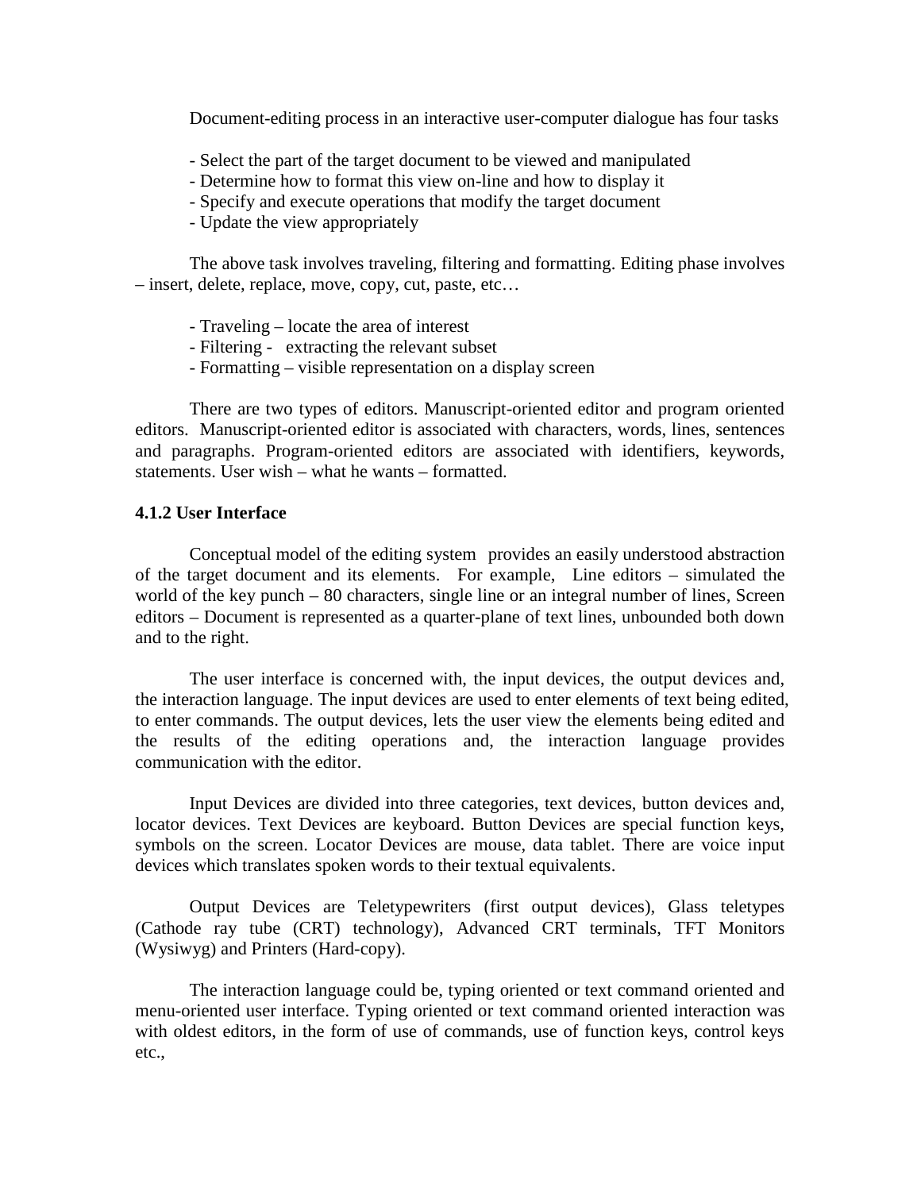Document-editing process in an interactive user-computer dialogue has four tasks

- Select the part of the target document to be viewed and manipulated
- Determine how to format this view on-line and how to display it
- Specify and execute operations that modify the target document
- Update the view appropriately

The above task involves traveling, filtering and formatting. Editing phase involves – insert, delete, replace, move, copy, cut, paste, etc…

- Traveling – locate the area of interest
- Filtering - extracting the relevant subset
- Formatting – visible representation on a display screen

There are two types of editors. Manuscript-oriented editor and program oriented editors. Manuscript-oriented editor is associated with characters, words, lines, sentences and paragraphs. Program-oriented editors are associated with identifiers, keywords, statements. User wish – what he wants – formatted.

### 4.1.2 User Interface

Conceptual model of the editing system provides an easily understood abstraction of the target document and its elements. For example, Line editors – simulated the world of the key punch – 80 characters, single line or an integral number of lines, Screen editors – Document is represented as a quarter-plane of text lines, unbounded both down and to the right.

The user interface is concerned with, the input devices, the output devices and, the interaction language. The input devices are used to enter elements of text being edited, to enter commands. The output devices, lets the user view the elements being edited and the results of the editing operations and, the interaction language provides communication with the editor.

Input Devices are divided into three categories, text devices, button devices and, locator devices. Text Devices are keyboard. Button Devices are special function keys, symbols on the screen. Locator Devices are mouse, data tablet. There are voice input devices which translates spoken words to their textual equivalents.

Output Devices are Teletypewriters (first output devices), Glass teletypes (Cathode ray tube (CRT) technology), Advanced CRT terminals, TFT Monitors (Wysiwyg) and Printers (Hard-copy).

The interaction language could be, typing oriented or text command oriented and menu-oriented user interface. Typing oriented or text command oriented interaction was with oldest editors, in the form of use of commands, use of function keys, control keys etc.,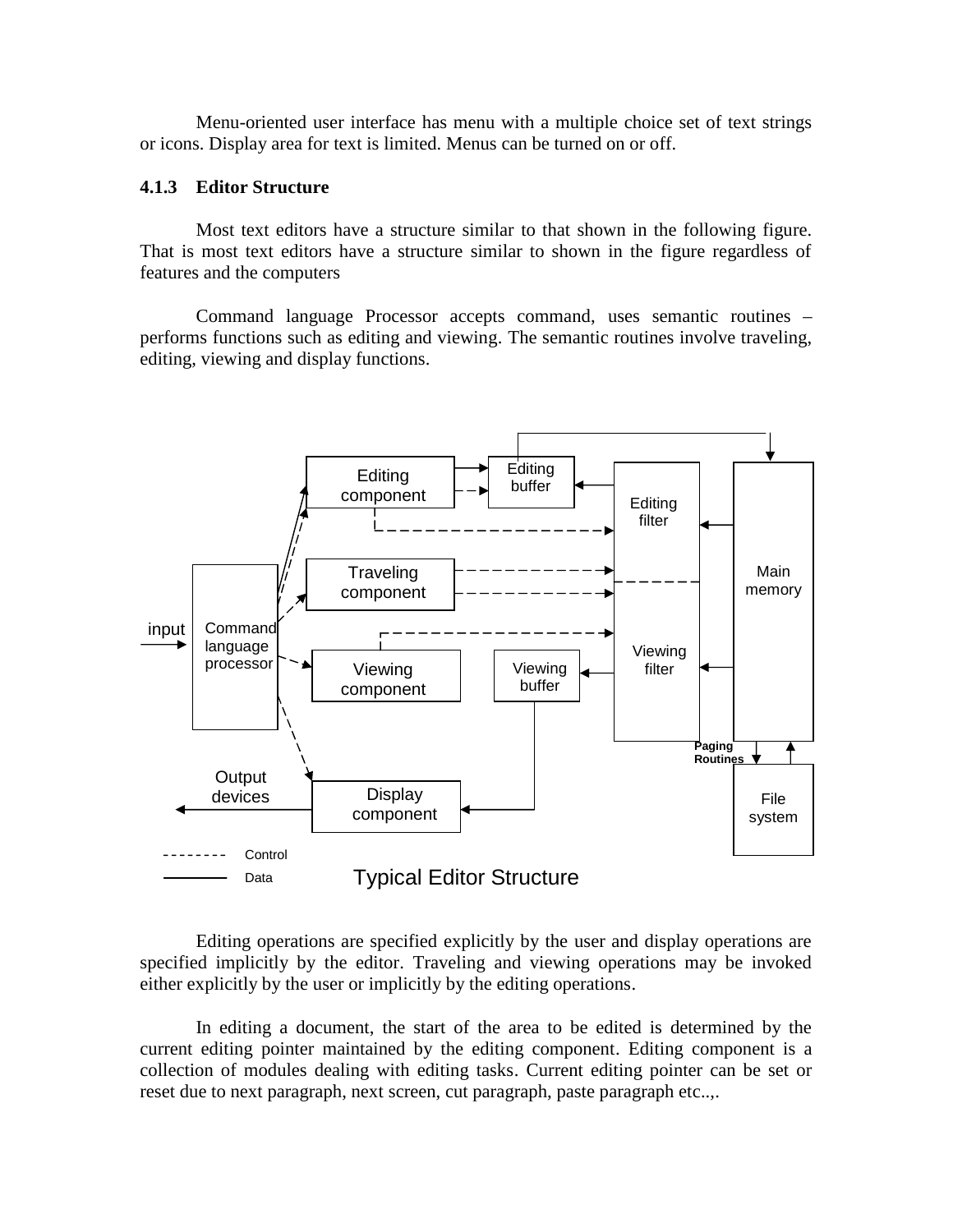Menu-oriented user interface has menu with a multiple choice set of text strings or icons. Display area for text is limited. Menus can be turned on or off.

### 4.1.3 Editor Structure

Most text editors have a structure similar to that shown in the following figure. That is most text editors have a structure similar to shown in the figure regardless of features and the computers

Command language Processor accepts command, uses semantic routines – performs functions such as editing and viewing. The semantic routines involve traveling, editing, viewing and display functions.

Typical Editor Structure

Editing operations are specified explicitly by the user and display operations are specified implicitly by the editor. Traveling and viewing operations may be invoked either explicitly by the user or implicitly by the editing operations.

In editing a document, the start of the area to be edited is determined by the current editing pointer maintained by the editing component. Editing component is a collection of modules dealing with editing tasks. Current editing pointer can be set or reset due to next paragraph, next screen, cut paragraph, paste paragraph etc..,.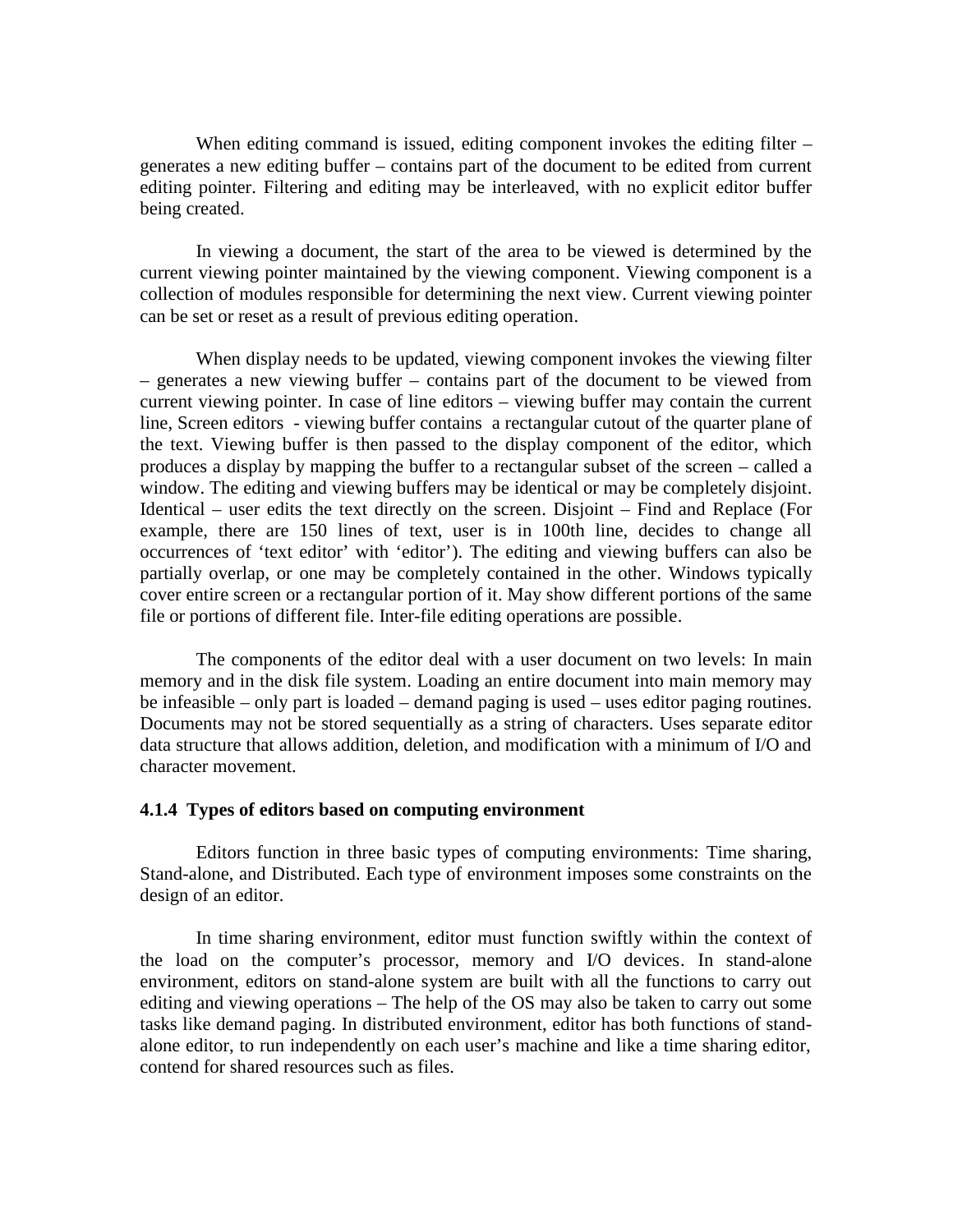When editing command is issued, editing component invokes the editing filter – generates a new editing buffer – contains part of the document to be edited from current editing pointer. Filtering and editing may be interleaved, with no explicit editor buffer being created.

In viewing a document, the start of the area to be viewed is determined by the current viewing pointer maintained by the viewing component. Viewing component is a collection of modules responsible for determining the next view. Current viewing pointer can be set or reset as a result of previous editing operation.

When display needs to be updated, viewing component invokes the viewing filter – generates a new viewing buffer – contains part of the document to be viewed from current viewing pointer. In case of line editors – viewing buffer may contain the current line, Screen editors - viewing buffer contains a rectangular cutout of the quarter plane of the text. Viewing buffer is then passed to the display component of the editor, which produces a display by mapping the buffer to a rectangular subset of the screen – called a window. The editing and viewing buffers may be identical or may be completely disjoint. Identical – user edits the text directly on the screen. Disjoint – Find and Replace (For example, there are 150 lines of text, user is in 100th line, decides to change all occurrences of 'text editor' with 'editor'). The editing and viewing buffers can also be partially overlap, or one may be completely contained in the other. Windows typically cover entire screen or a rectangular portion of it. May show different portions of the same file or portions of different file. Inter-file editing operations are possible.

The components of the editor deal with a user document on two levels: In main memory and in the disk file system. Loading an entire document into main memory may be infeasible – only part is loaded – demand paging is used – uses editor paging routines. Documents may not be stored sequentially as a string of characters. Uses separate editor data structure that allows addition, deletion, and modification with a minimum of I/O and character movement.

#### 4.1.4 Types of editors based on computing environment

Editors function in three basic types of computing environments: Time sharing, Stand-alone, and Distributed. Each type of environment imposes some constraints on the design of an editor.

In time sharing environment, editor must function swiftly within the context of the load on the computer's processor, memory and I/O devices. In stand-alone environment, editors on stand-alone system are built with all the functions to carry out editing and viewing operations – The help of the OS may also be taken to carry out some tasks like demand paging. In distributed environment, editor has both functions of stand-alone editor, to run independently on each user's machine and like a time sharing editor, contend for shared resources such as files.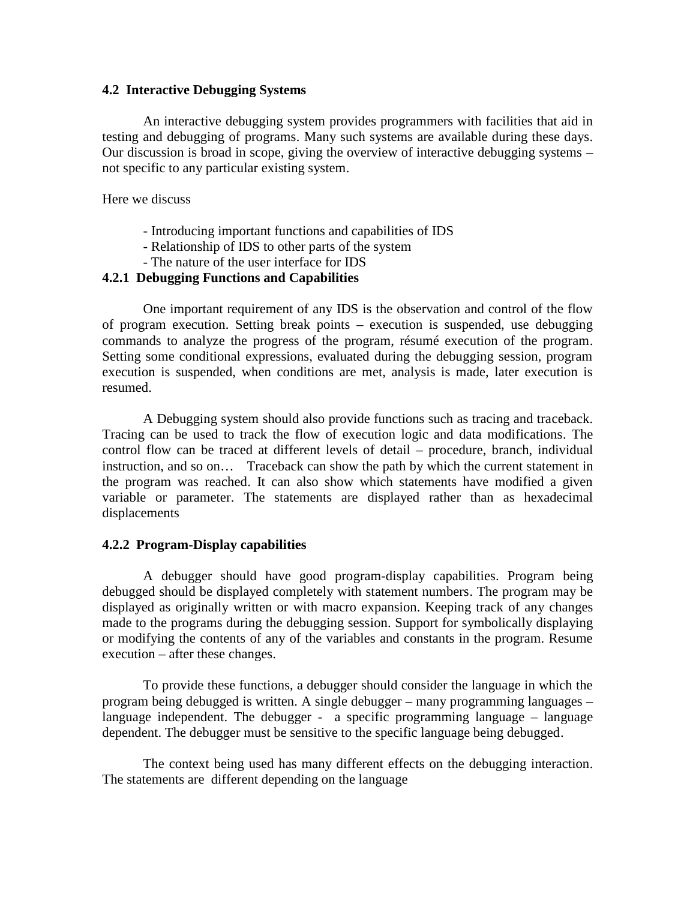### 4.2 Interactive Debugging Systems

An interactive debugging system provides programmers with facilities that aid in testing and debugging of programs. Many such systems are available during these days. Our discussion is broad in scope, giving the overview of interactive debugging systems – not specific to any particular existing system.

Here we discuss

- Introducing important functions and capabilities of IDS
- Relationship of IDS to other parts of the system
- The nature of the user interface for IDS

#### 4.2.1 Debugging Functions and Capabilities

One important requirement of any IDS is the observation and control of the flow of program execution. Setting break points – execution is suspended, use debugging commands to analyze the progress of the program, résumé execution of the program. Setting some conditional expressions, evaluated during the debugging session, program execution is suspended, when conditions are met, analysis is made, later execution is resumed.

A Debugging system should also provide functions such as tracing and traceback. Tracing can be used to track the flow of execution logic and data modifications. The control flow can be traced at different levels of detail – procedure, branch, individual instruction, and so on… Traceback can show the path by which the current statement in the program was reached. It can also show which statements have modified a given variable or parameter. The statements are displayed rather than as hexadecimal displacements

#### 4.2.2 Program-Display capabilities

A debugger should have good program-display capabilities. Program being debugged should be displayed completely with statement numbers. The program may be displayed as originally written or with macro expansion. Keeping track of any changes made to the programs during the debugging session. Support for symbolically displaying or modifying the contents of any of the variables and constants in the program. Resume execution – after these changes.

To provide these functions, a debugger should consider the language in which the program being debugged is written. A single debugger – many programming languages – language independent. The debugger - a specific programming language – language dependent. The debugger must be sensitive to the specific language being debugged.

The context being used has many different effects on the debugging interaction. The statements are different depending on the language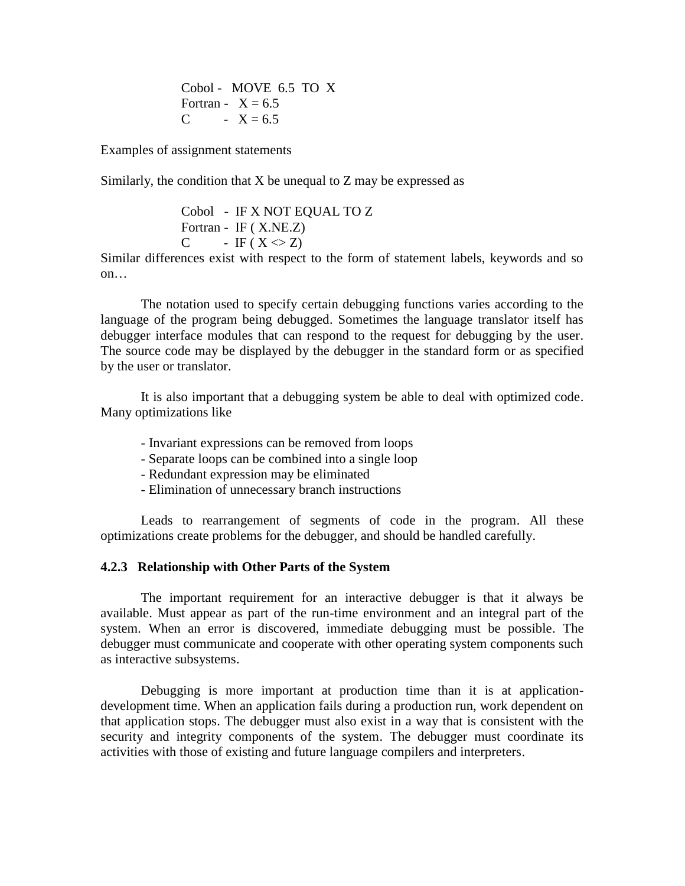```
Cobol -   MOVE  6.5  TO  X
Fortran -   X = 6.5
C        -  X = 6.5
```

Examples of assignment statements

Similarly, the condition that X be unequal to Z may be expressed as

```
Cobol   -  IF X NOT EQUAL TO Z
Fortran -  IF ( X.NE.Z)
C       -  IF ( X <> Z)
```

Similar differences exist with respect to the form of statement labels, keywords and so on…

The notation used to specify certain debugging functions varies according to the language of the program being debugged. Sometimes the language translator itself has debugger interface modules that can respond to the request for debugging by the user. The source code may be displayed by the debugger in the standard form or as specified by the user or translator.

It is also important that a debugging system be able to deal with optimized code. Many optimizations like

- Invariant expressions can be removed from loops
- Separate loops can be combined into a single loop
- Redundant expression may be eliminated
- Elimination of unnecessary branch instructions

Leads to rearrangement of segments of code in the program. All these optimizations create problems for the debugger, and should be handled carefully.

### 4.2.3 Relationship with Other Parts of the System

The important requirement for an interactive debugger is that it always be available. Must appear as part of the run-time environment and an integral part of the system. When an error is discovered, immediate debugging must be possible. The debugger must communicate and cooperate with other operating system components such as interactive subsystems.

Debugging is more important at production time than it is at application-development time. When an application fails during a production run, work dependent on that application stops. The debugger must also exist in a way that is consistent with the security and integrity components of the system. The debugger must coordinate its activities with those of existing and future language compilers and interpreters.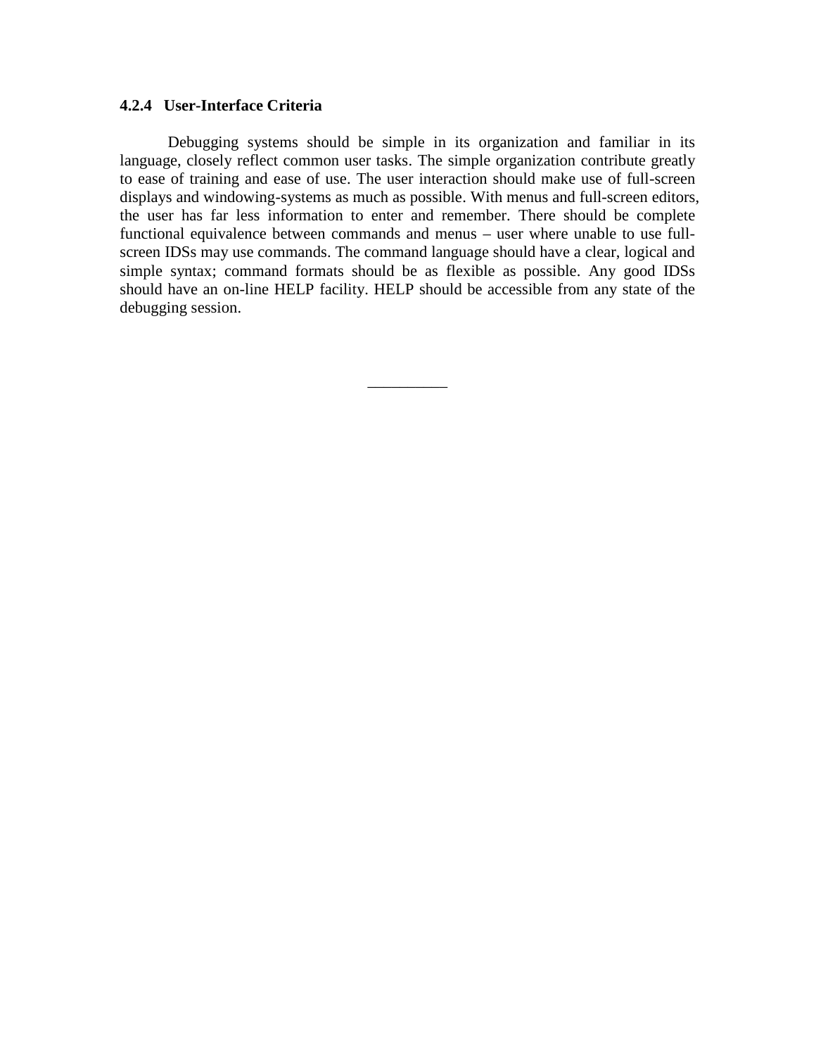### 4.2.4 User-Interface Criteria

Debugging systems should be simple in its organization and familiar in its language, closely reflect common user tasks. The simple organization contribute greatly to ease of training and ease of use. The user interaction should make use of full-screen displays and windowing-systems as much as possible. With menus and full-screen editors, the user has far less information to enter and remember. There should be complete functional equivalence between commands and menus – user where unable to use full-screen IDSs may use commands. The command language should have a clear, logical and simple syntax; command formats should be as flexible as possible. Any good IDSs should have an on-line HELP facility. HELP should be accessible from any state of the debugging session.

---